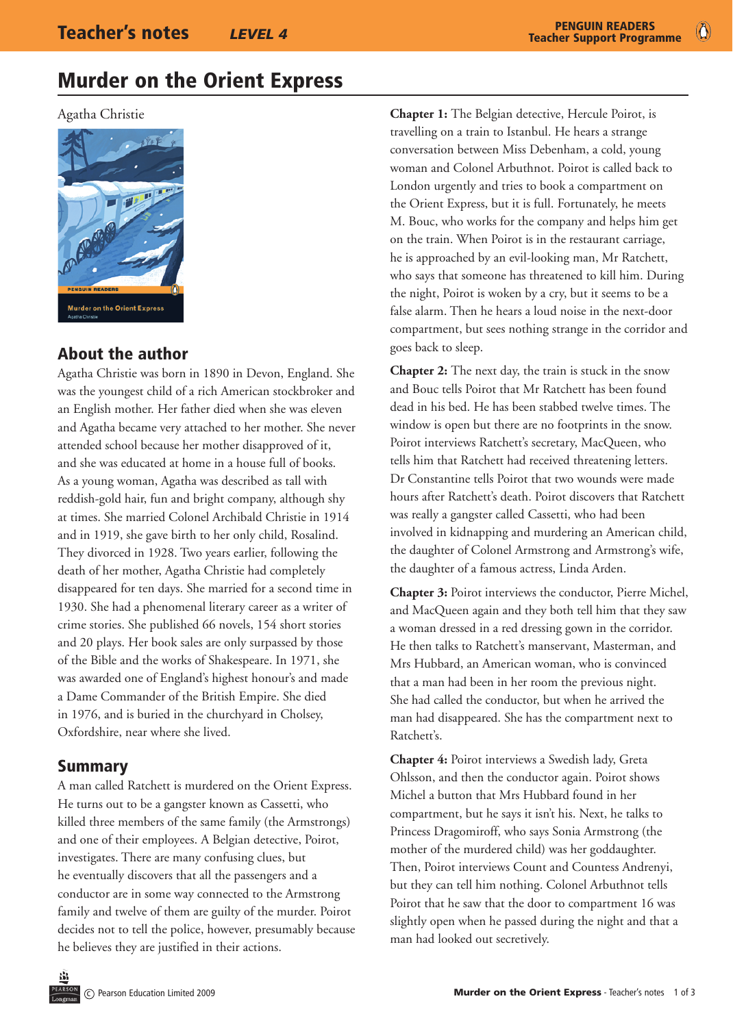# Murder on the Orient Express

Agatha Christie

## About the author

Agatha Christie was born in 1890 in Devon, England. She was the youngest child of a rich American stockbroker and an English mother. Her father died when she was eleven and Agatha became very attached to her mother. She never attended school because her mother disapproved of it, and she was educated at home in a house full of books. As a young woman, Agatha was described as tall with reddish-gold hair, fun and bright company, although shy at times. She married Colonel Archibald Christie in 1914 and in 1919, she gave birth to her only child, Rosalind. They divorced in 1928. Two years earlier, following the death of her mother, Agatha Christie had completely disappeared for ten days. She married for a second time in 1930. She had a phenomenal literary career as a writer of crime stories. She published 66 novels, 154 short stories and 20 plays. Her book sales are only surpassed by those of the Bible and the works of Shakespeare. In 1971, she was awarded one of England's highest honour's and made a Dame Commander of the British Empire. She died in 1976, and is buried in the churchyard in Cholsey, Oxfordshire, near where she lived.

## Summary

A man called Ratchett is murdered on the Orient Express. He turns out to be a gangster known as Cassetti, who killed three members of the same family (the Armstrongs) and one of their employees. A Belgian detective, Poirot, investigates. There are many confusing clues, but he eventually discovers that all the passengers and a conductor are in some way connected to the Armstrong family and twelve of them are guilty of the murder. Poirot decides not to tell the police, however, presumably because he believes they are justified in their actions.

**Chapter 1:** The Belgian detective, Hercule Poirot, is travelling on a train to Istanbul. He hears a strange conversation between Miss Debenham, a cold, young woman and Colonel Arbuthnot. Poirot is called back to London urgently and tries to book a compartment on the Orient Express, but it is full. Fortunately, he meets M. Bouc, who works for the company and helps him get on the train. When Poirot is in the restaurant carriage, he is approached by an evil-looking man, Mr Ratchett, who says that someone has threatened to kill him. During the night, Poirot is woken by a cry, but it seems to be a false alarm. Then he hears a loud noise in the next-door compartment, but sees nothing strange in the corridor and goes back to sleep.

**Chapter 2:** The next day, the train is stuck in the snow and Bouc tells Poirot that Mr Ratchett has been found dead in his bed. He has been stabbed twelve times. The window is open but there are no footprints in the snow. Poirot interviews Ratchett's secretary, MacQueen, who tells him that Ratchett had received threatening letters. Dr Constantine tells Poirot that two wounds were made hours after Ratchett's death. Poirot discovers that Ratchett was really a gangster called Cassetti, who had been involved in kidnapping and murdering an American child, the daughter of Colonel Armstrong and Armstrong's wife, the daughter of a famous actress, Linda Arden.

**Chapter 3:** Poirot interviews the conductor, Pierre Michel, and MacQueen again and they both tell him that they saw a woman dressed in a red dressing gown in the corridor. He then talks to Ratchett's manservant, Masterman, and Mrs Hubbard, an American woman, who is convinced that a man had been in her room the previous night. She had called the conductor, but when he arrived the man had disappeared. She has the compartment next to Ratchett's.

**Chapter 4:** Poirot interviews a Swedish lady, Greta Ohlsson, and then the conductor again. Poirot shows Michel a button that Mrs Hubbard found in her compartment, but he says it isn't his. Next, he talks to Princess Dragomiroff, who says Sonia Armstrong (the mother of the murdered child) was her goddaughter. Then, Poirot interviews Count and Countess Andrenyi, but they can tell him nothing. Colonel Arbuthnot tells Poirot that he saw that the door to compartment 16 was slightly open when he passed during the night and that a man had looked out secretively.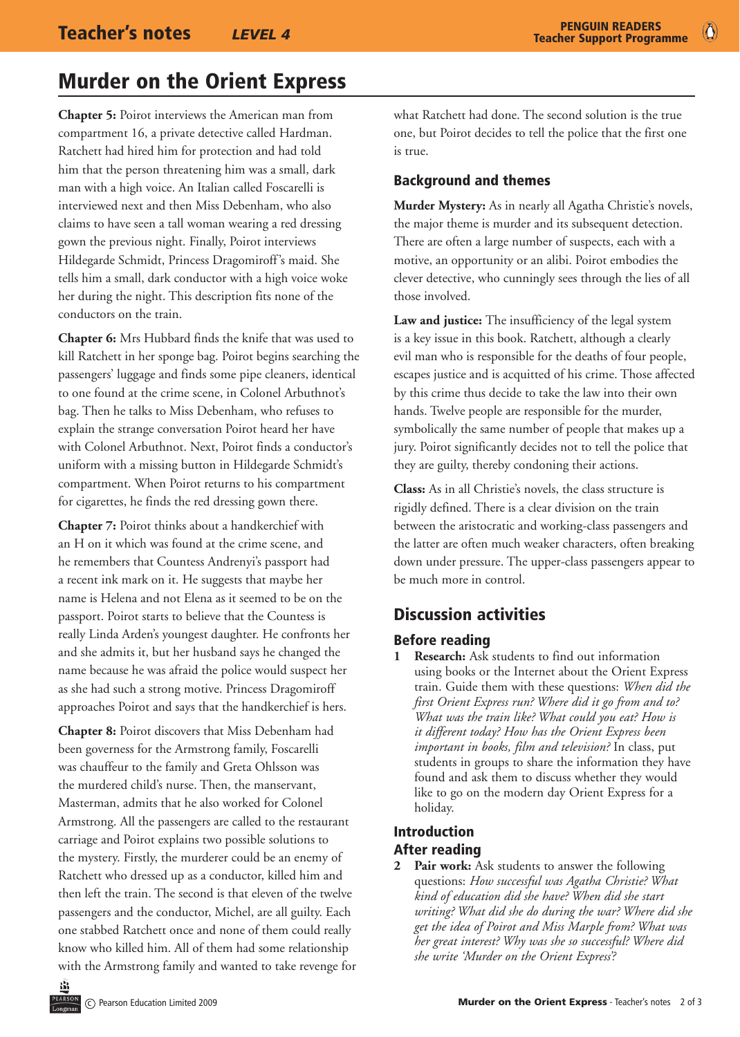**Chapter 5:** Poirot interviews the American man from compartment 16, a private detective called Hardman. Ratchett had hired him for protection and had told him that the person threatening him was a small, dark man with a high voice. An Italian called Foscarelli is interviewed next and then Miss Debenham, who also claims to have seen a tall woman wearing a red dressing gown the previous night. Finally, Poirot interviews Hildegarde Schmidt, Princess Dragomiroff's maid. She tells him a small, dark conductor with a high voice woke her during the night. This description fits none of the conductors on the train.

**Chapter 6:** Mrs Hubbard finds the knife that was used to kill Ratchett in her sponge bag. Poirot begins searching the passengers' luggage and finds some pipe cleaners, identical to one found at the crime scene, in Colonel Arbuthnot's bag. Then he talks to Miss Debenham, who refuses to explain the strange conversation Poirot heard her have with Colonel Arbuthnot. Next, Poirot finds a conductor's uniform with a missing button in Hildegarde Schmidt's compartment. When Poirot returns to his compartment for cigarettes, he finds the red dressing gown there.

**Chapter 7:** Poirot thinks about a handkerchief with an H on it which was found at the crime scene, and he remembers that Countess Andrenyi's passport had a recent ink mark on it. He suggests that maybe her name is Helena and not Elena as it seemed to be on the passport. Poirot starts to believe that the Countess is really Linda Arden's youngest daughter. He confronts her and she admits it, but her husband says he changed the name because he was afraid the police would suspect her as she had such a strong motive. Princess Dragomiroff approaches Poirot and says that the handkerchief is hers.

**Chapter 8:** Poirot discovers that Miss Debenham had been governess for the Armstrong family, Foscarelli was chauffeur to the family and Greta Ohlsson was the murdered child's nurse. Then, the manservant, Masterman, admits that he also worked for Colonel Armstrong. All the passengers are called to the restaurant carriage and Poirot explains two possible solutions to the mystery. Firstly, the murderer could be an enemy of Ratchett who dressed up as a conductor, killed him and then left the train. The second is that eleven of the twelve passengers and the conductor, Michel, are all guilty. Each one stabbed Ratchett once and none of them could really know who killed him. All of them had some relationship with the Armstrong family and wanted to take revenge for what Ratchett had done. The second solution is the true one, but Poirot decides to tell the police that the first one is true.

## Background and themes

**Murder Mystery:** As in nearly all Agatha Christie's novels, the major theme is murder and its subsequent detection. There are often a large number of suspects, each with a motive, an opportunity or an alibi. Poirot embodies the clever detective, who cunningly sees through the lies of all those involved.

**Law and justice:** The insufficiency of the legal system is a key issue in this book. Ratchett, although a clearly evil man who is responsible for the deaths of four people, escapes justice and is acquitted of his crime. Those affected by this crime thus decide to take the law into their own hands. Twelve people are responsible for the murder, symbolically the same number of people that makes up a jury. Poirot significantly decides not to tell the police that they are guilty, thereby condoning their actions.

**Class:** As in all Christie's novels, the class structure is rigidly defined. There is a clear division on the train between the aristocratic and working-class passengers and the latter are often much weaker characters, often breaking down under pressure. The upper-class passengers appear to be much more in control.

## Discussion activities

### Before reading

1. **Research:** Ask students to find out information using books or the Internet about the Orient Express train. Guide them with these questions: *When did the first Orient Express run? Where did it go from and to? What was the train like? What could you eat? How is it different today? How has the Orient Express been important in books, film and television?* In class, put students in groups to share the information they have found and ask them to discuss whether they would like to go on the modern day Orient Express for a holiday.

### Introduction

### After reading

2. **Pair work:** Ask students to answer the following questions: *How successful was Agatha Christie? What kind of education did she have? When did she start writing? What did she do during the war? Where did she get the idea of Poirot and Miss Marple from? What was her great interest? Why was she so successful? Where did she write 'Murder on the Orient Express'?*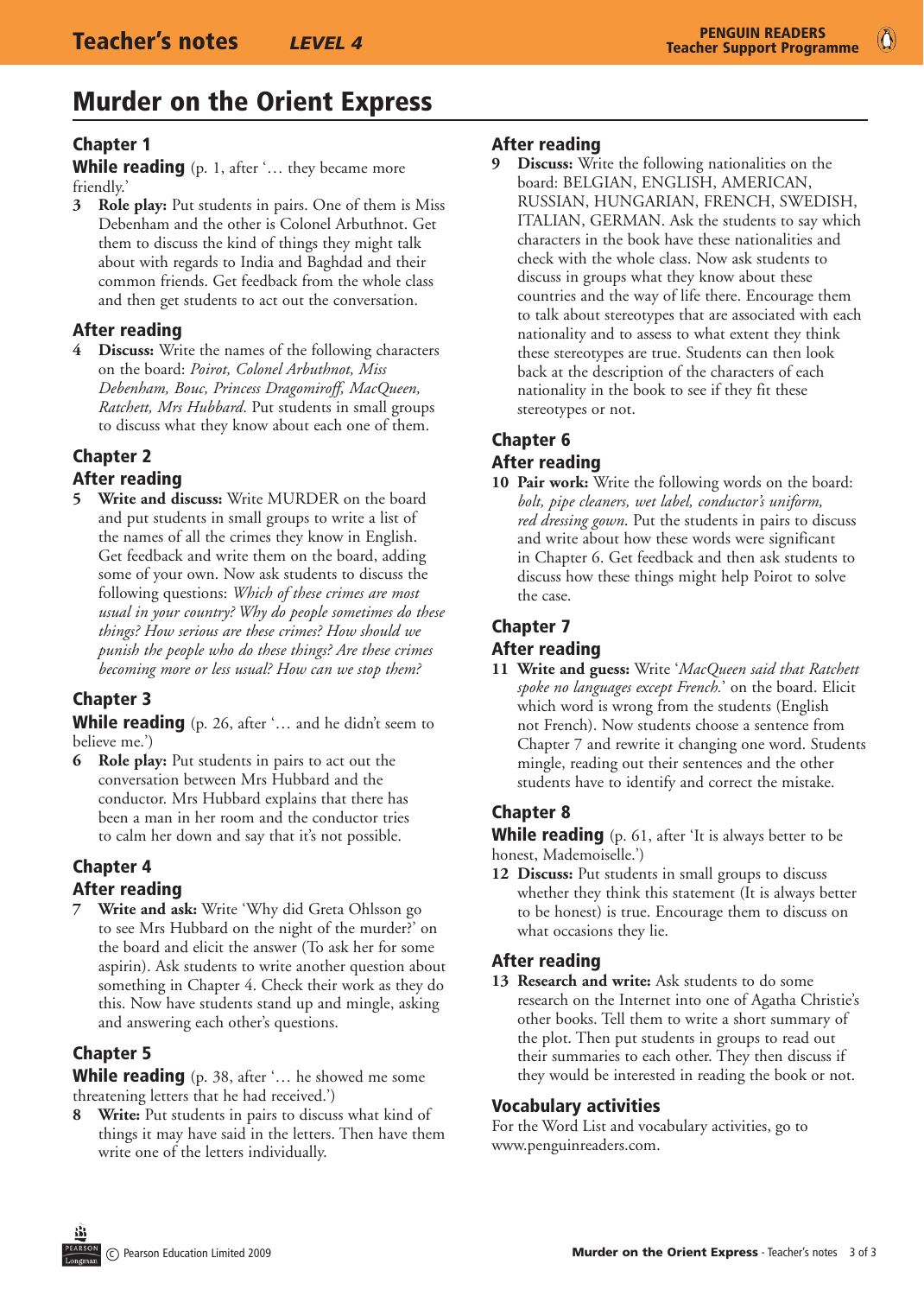# Murder on the Orient Express

## Chapter 1

**While reading** (p. 1, after '… they became more friendly.')

3 **Role play:** Put students in pairs. One of them is Miss Debenham and the other is Colonel Arbuthnot. Get them to discuss the kind of things they might talk about with regards to India and Baghdad and their common friends. Get feedback from the whole class and then get students to act out the conversation.

### After reading

4 **Discuss:** Write the names of the following characters on the board: *Poirot, Colonel Arbuthnot, Miss Debenham, Bouc, Princess Dragomiroff, MacQueen, Ratchett, Mrs Hubbard.* Put students in small groups to discuss what they know about each one of them.

## Chapter 2

### After reading

5 **Write and discuss:** Write MURDER on the board and put students in small groups to write a list of the names of all the crimes they know in English. Get feedback and write them on the board, adding some of your own. Now ask students to discuss the following questions: *Which of these crimes are most usual in your country? Why do people sometimes do these things? How serious are these crimes? How should we punish the people who do these things? Are these crimes becoming more or less usual? How can we stop them?*

## Chapter 3

**While reading** (p. 26, after '… and he didn't seem to believe me.')

6 **Role play:** Put students in pairs to act out the conversation between Mrs Hubbard and the conductor. Mrs Hubbard explains that there has been a man in her room and the conductor tries to calm her down and say that it's not possible.

## Chapter 4

### After reading

7 **Write and ask:** Write 'Why did Greta Ohlsson go to see Mrs Hubbard on the night of the murder?' on the board and elicit the answer (To ask her for some aspirin). Ask students to write another question about something in Chapter 4. Check their work as they do this. Now have students stand up and mingle, asking and answering each other's questions.

## Chapter 5

**While reading** (p. 38, after '… he showed me some threatening letters that he had received.')

8 **Write:** Put students in pairs to discuss what kind of things it may have said in the letters. Then have them write one of the letters individually.

### After reading

9 **Discuss:** Write the following nationalities on the board: BELGIAN, ENGLISH, AMERICAN, RUSSIAN, HUNGARIAN, FRENCH, SWEDISH, ITALIAN, GERMAN. Ask the students to say which characters in the book have these nationalities and check with the whole class. Now ask students to discuss in groups what they know about these countries and the way of life there. Encourage them to talk about stereotypes that are associated with each nationality and to assess to what extent they think these stereotypes are true. Students can then look back at the description of the characters of each nationality in the book to see if they fit these stereotypes or not.

## Chapter 6

### After reading

10 **Pair work:** Write the following words on the board: *bolt, pipe cleaners, wet label, conductor's uniform, red dressing gown.* Put the students in pairs to discuss and write about how these words were significant in Chapter 6. Get feedback and then ask students to discuss how these things might help Poirot to solve the case.

## Chapter 7

### After reading

11 **Write and guess:** Write '*MacQueen said that Ratchett spoke no languages except French.*' on the board. Elicit which word is wrong from the students (English not French). Now students choose a sentence from Chapter 7 and rewrite it changing one word. Students mingle, reading out their sentences and the other students have to identify and correct the mistake.

## Chapter 8

**While reading** (p. 61, after 'It is always better to be honest, Mademoiselle.')

12 **Discuss:** Put students in small groups to discuss whether they think this statement (It is always better to be honest) is true. Encourage them to discuss on what occasions they lie.

### After reading

13 **Research and write:** Ask students to do some research on the Internet into one of Agatha Christie's other books. Tell them to write a short summary of the plot. Then put students in groups to read out their summaries to each other. They then discuss if they would be interested in reading the book or not.

## Vocabulary activities

For the Word List and vocabulary activities, go to www.penguinreaders.com.